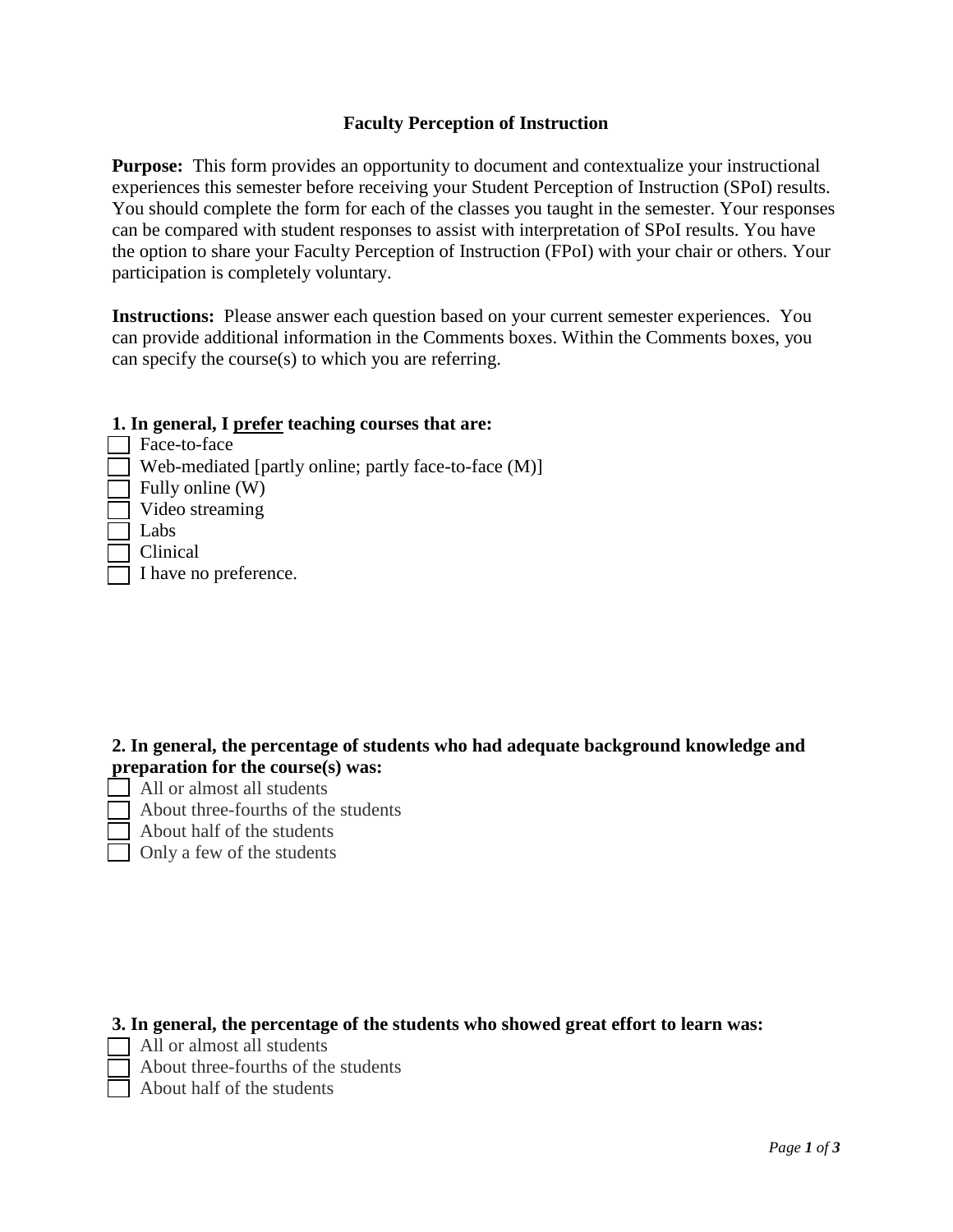# Faculty Perception of Instruction

**Purpose:** This form provides an opportunity to document and contextualize your instructional experiences this semester before receiving your Student Perception of Instruction (SPoI) results. You should complete the form for each of the classes you taught in the semester. Your responses can be compared with student responses to assist with interpretation of SPoI results. You have the option to share your Faculty Perception of Instruction (FPoI) with your chair or others. Your participation is completely voluntary.

**Instructions:** Please answer each question based on your current semester experiences. You can provide additional information in the Comments boxes. Within the Comments boxes, you can specify the course(s) to which you are referring.

**1. In general, I <u>prefer</u> teaching courses that are:**

- [ ] Face-to-face
- [ ] Web-mediated [partly online; partly face-to-face (M)]
- [ ] Fully online (W)
- [ ] Video streaming
- [ ] Labs
- [ ] Clinical
- [ ] I have no preference.

**2. In general, the percentage of students who had adequate background knowledge and preparation for the course(s) was:**

- [ ] All or almost all students
- [ ] About three-fourths of the students
- [ ] About half of the students
- [ ] Only a few of the students

**3. In general, the percentage of the students who showed great effort to learn was:**

- [ ] All or almost all students
- [ ] About three-fourths of the students
- [ ] About half of the students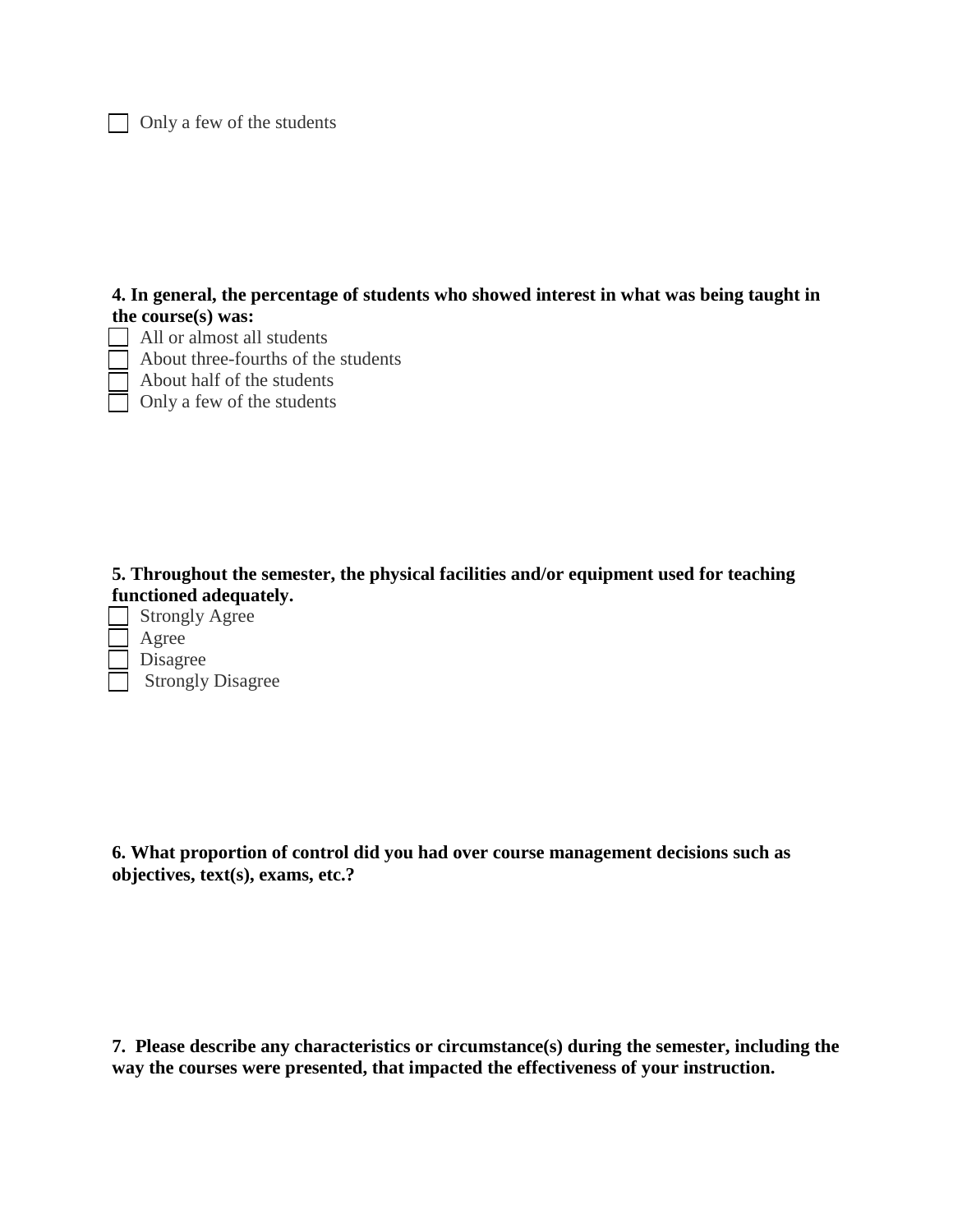- [ ] Only a few of the students

**4. In general, the percentage of students who showed interest in what was being taught in the course(s) was:**

- [ ] All or almost all students
- [ ] About three-fourths of the students
- [ ] About half of the students
- [ ] Only a few of the students

**5. Throughout the semester, the physical facilities and/or equipment used for teaching functioned adequately.**

- [ ] Strongly Agree
- [ ] Agree
- [ ] Disagree
- [ ] Strongly Disagree

**6. What proportion of control did you had over course management decisions such as objectives, text(s), exams, etc.?**

**7. Please describe any characteristics or circumstance(s) during the semester, including the way the courses were presented, that impacted the effectiveness of your instruction.**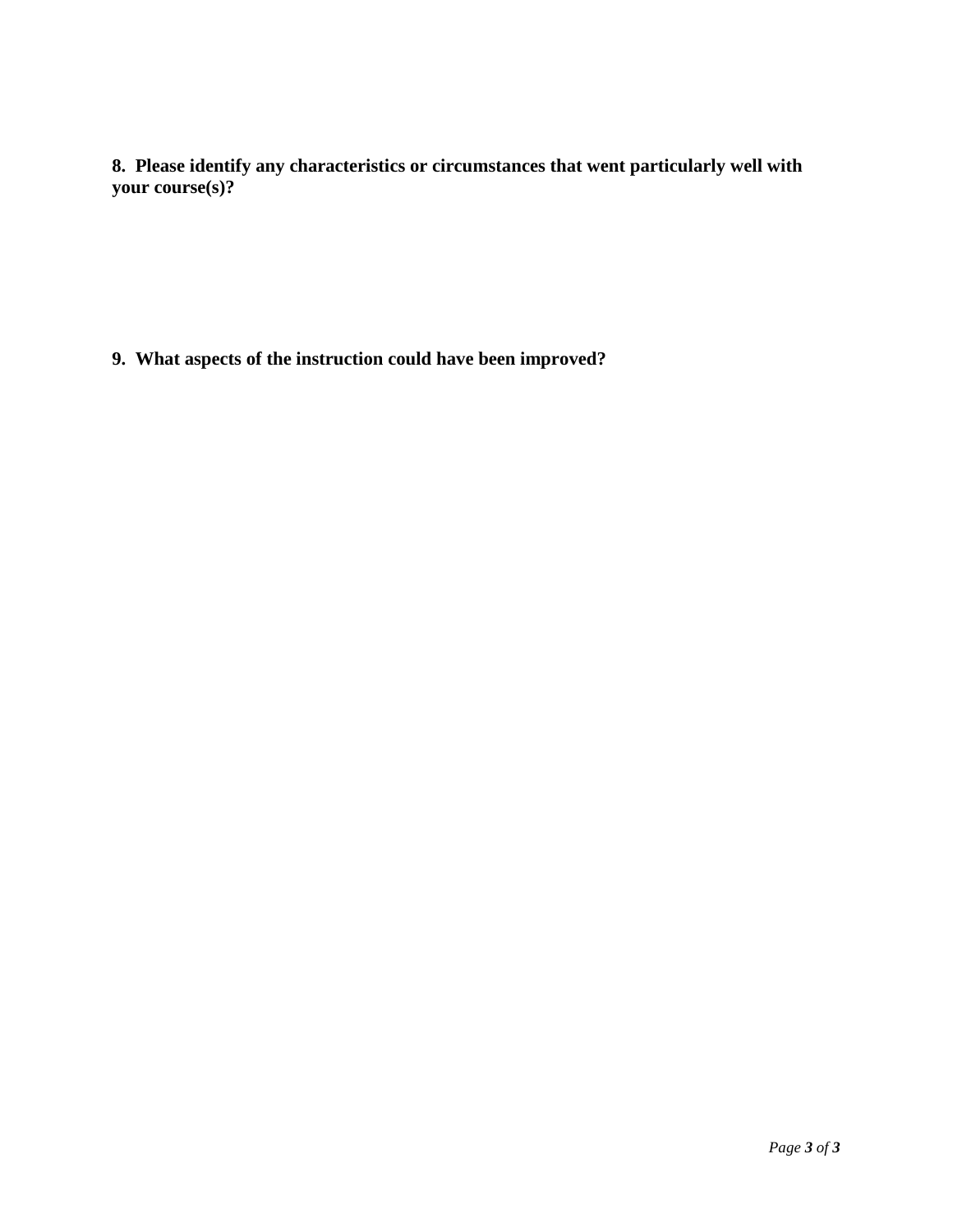**8. Please identify any characteristics or circumstances that went particularly well with your course(s)?**

**9. What aspects of the instruction could have been improved?**